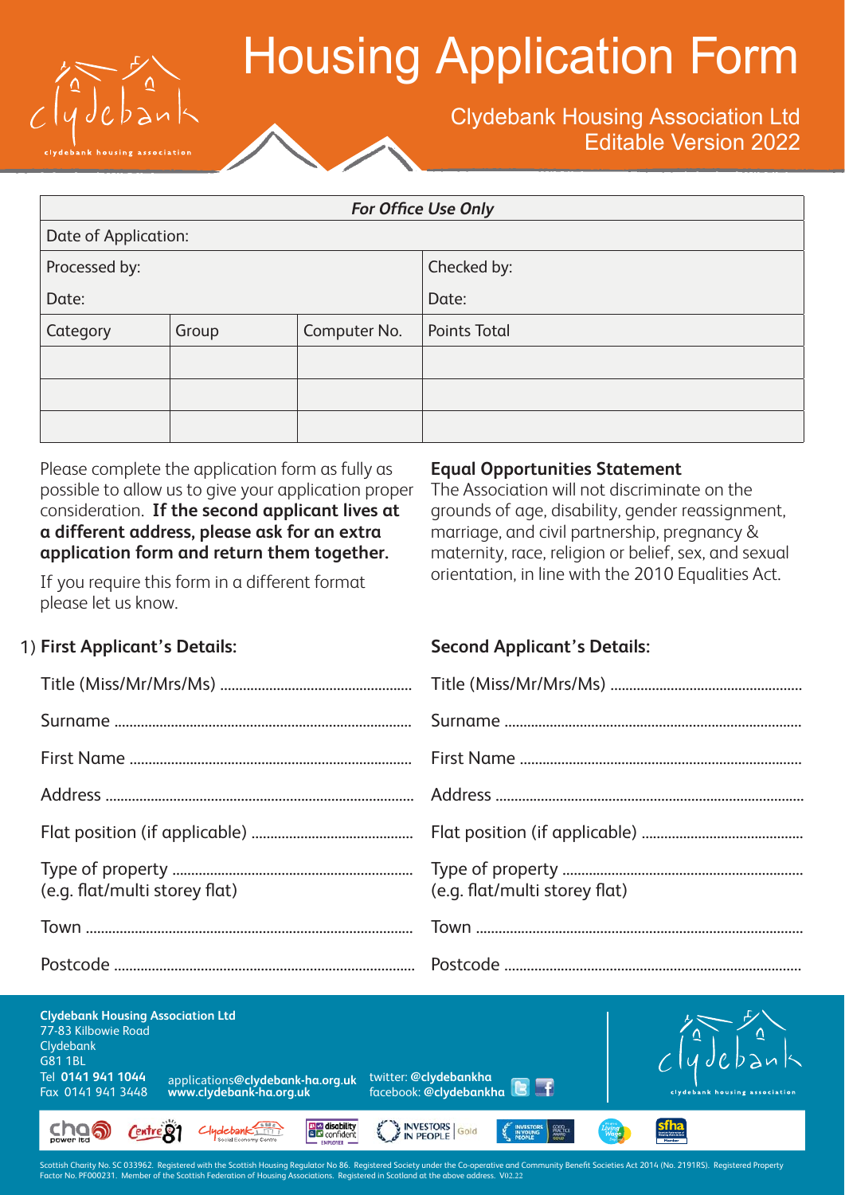# Housing Application Form

Clydebank Housing Association Ltd
Editable Version 2022

| *For Office Use Only* | | | |
|---|---|---|---|
| Date of Application: | | | |
| Processed by:<br>Date: | | | Checked by:<br>Date: |
| Category | Group | Computer No. | Points Total |
| | | | |
| | | | |
| | | | |

Please complete the application form as fully as possible to allow us to give your application proper consideration. **If the second applicant lives at a different address, please ask for an extra application form and return them together.**

If you require this form in a different format please let us know.

**Equal Opportunities Statement**
The Association will not discriminate on the grounds of age, disability, gender reassignment, marriage, and civil partnership, pregnancy & maternity, race, religion or belief, sex, and sexual orientation, in line with the 2010 Equalities Act.

## 1) First Applicant's Details:

Title (Miss/Mr/Mrs/Ms) ..................................................

Surname ..............................................................................

First Name ..........................................................................

Address ...............................................................................

Flat position (if applicable) ..........................................

Type of property ..............................................................
(e.g. flat/multi storey flat)

Town .....................................................................................

Postcode ..............................................................................

## Second Applicant's Details:

Title (Miss/Mr/Mrs/Ms) ..................................................

Surname ..............................................................................

First Name ..........................................................................

Address ...............................................................................

Flat position (if applicable) ..........................................

Type of property ..............................................................
(e.g. flat/multi storey flat)

Town .....................................................................................

Postcode ..............................................................................

**Clydebank Housing Association Ltd**
77-83 Kilbowie Road
Clydebank
G81 1BL
Tel **0141 941 1044**
Fax 0141 941 3448

applications**@clydebank-ha.org.uk**
**www.clydebank-ha.org.uk**

twitter: **@clydebankha**
facebook: **@clydebankha**

Scottish Charity No. SC 033962. Registered with the Scottish Housing Regulator No 86. Registered Society under the Co-operative and Community Benefit Societies Act 2014 (No. 2191RS). Registered Property Factor No. PF000231. Member of the Scottish Federation of Housing Associations. Registered in Scotland at the above address. V02.22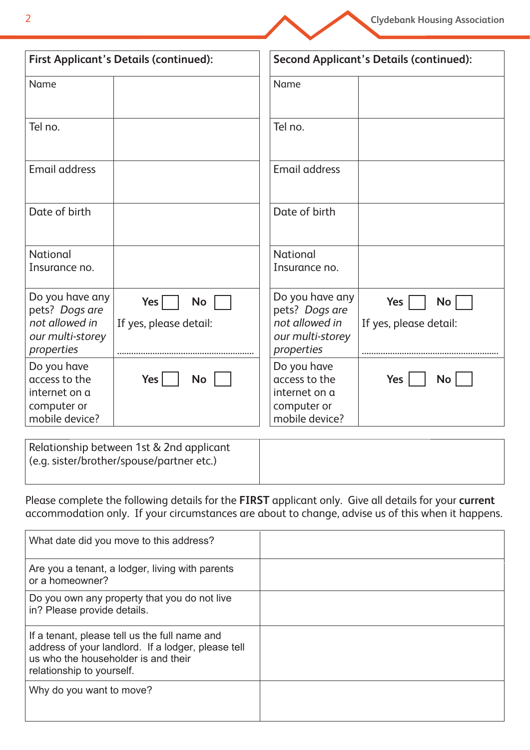| First Applicant's Details (continued): | |
|---|---|
| Name | |
| Tel no. | |
| Email address | |
| Date of birth | |
| National Insurance no. | |
| Do you have any pets? *Dogs are not allowed in our multi-storey properties* | **Yes** ☐ **No** ☐<br>If yes, please detail:<br>........................................................ |
| Do you have access to the internet on a computer or mobile device? | **Yes** ☐ **No** ☐ |

| Second Applicant's Details (continued): | |
|---|---|
| Name | |
| Tel no. | |
| Email address | |
| Date of birth | |
| National Insurance no. | |
| Do you have any pets? *Dogs are not allowed in our multi-storey properties* | **Yes** ☐ **No** ☐<br>If yes, please detail:<br>........................................................ |
| Do you have access to the internet on a computer or mobile device? | **Yes** ☐ **No** ☐ |

| Relationship between 1st & 2nd applicant (e.g. sister/brother/spouse/partner etc.) | |
|---|---|

Please complete the following details for the **FIRST** applicant only. Give all details for your **current** accommodation only. If your circumstances are about to change, advise us of this when it happens.

| What date did you move to this address? | |
|---|---|
| Are you a tenant, a lodger, living with parents or a homeowner? | |
| Do you own any property that you do not live in? Please provide details. | |
| If a tenant, please tell us the full name and address of your landlord. If a lodger, please tell us who the householder is and their relationship to yourself. | |
| Why do you want to move? | |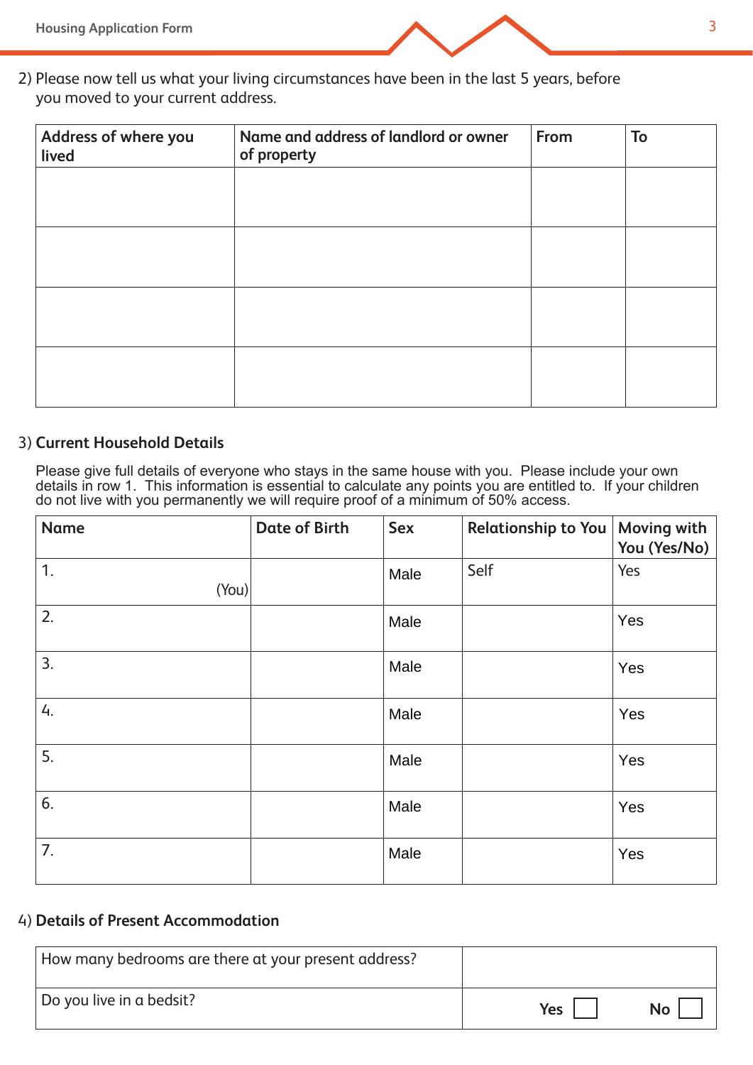2) Please now tell us what your living circumstances have been in the last 5 years, before you moved to your current address.

| Address of where you lived | Name and address of landlord or owner of property | From | To |
|---|---|---|---|
| | | | |
| | | | |
| | | | |
| | | | |

3) **Current Household Details**

Please give full details of everyone who stays in the same house with you. Please include your own details in row 1. This information is essential to calculate any points you are entitled to. If your children do not live with you permanently we will require proof of a minimum of 50% access.

| Name | Date of Birth | Sex | Relationship to You | Moving with You (Yes/No) |
|---|---|---|---|---|
| 1. (You) | | Male | Self | Yes |
| 2. | | Male | | Yes |
| 3. | | Male | | Yes |
| 4. | | Male | | Yes |
| 5. | | Male | | Yes |
| 6. | | Male | | Yes |
| 7. | | Male | | Yes |

4) **Details of Present Accommodation**

| | |
|---|---|
| How many bedrooms are there at your present address? | |
| Do you live in a bedsit? | **Yes** ☐ **No** ☐ |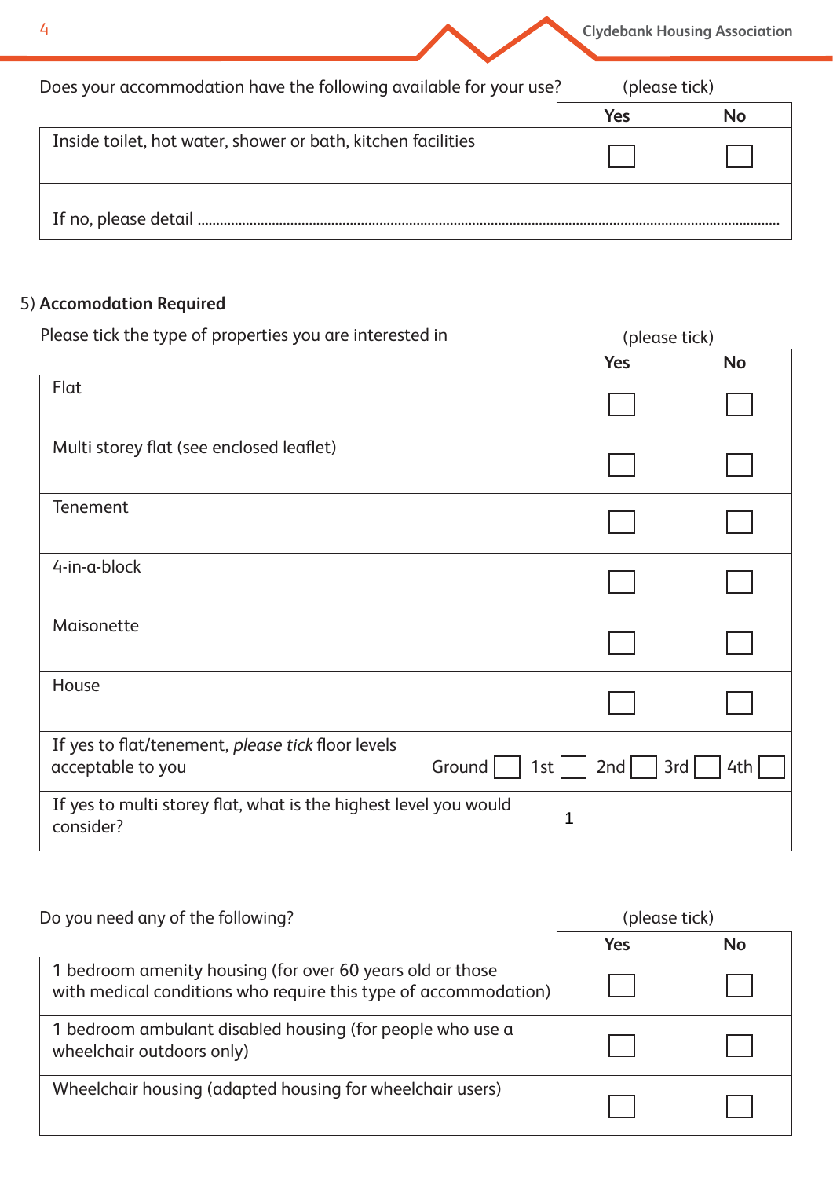Does your accommodation have the following available for your use? (please tick)

| | Yes | No |
|---|---|---|
| Inside toilet, hot water, shower or bath, kitchen facilities | ☐ | ☐ |
| If no, please detail ........................................................................................................ | | |

5) **Accomodation Required**

Please tick the type of properties you are interested in (please tick)

| | Yes | No |
|---|---|---|
| Flat | ☐ | ☐ |
| Multi storey flat (see enclosed leaflet) | ☐ | ☐ |
| Tenement | ☐ | ☐ |
| 4-in-a-block | ☐ | ☐ |
| Maisonette | ☐ | ☐ |
| House | ☐ | ☐ |
| If yes to flat/tenement, *please tick* floor levels acceptable to you | Ground ☐ 1st ☐ 2nd ☐ 3rd ☐ 4th ☐ | |
| If yes to multi storey flat, what is the highest level you would consider? | 1 | |

Do you need any of the following? (please tick)

| | Yes | No |
|---|---|---|
| 1 bedroom amenity housing (for over 60 years old or those with medical conditions who require this type of accommodation) | ☐ | ☐ |
| 1 bedroom ambulant disabled housing (for people who use a wheelchair outdoors only) | ☐ | ☐ |
| Wheelchair housing (adapted housing for wheelchair users) | ☐ | ☐ |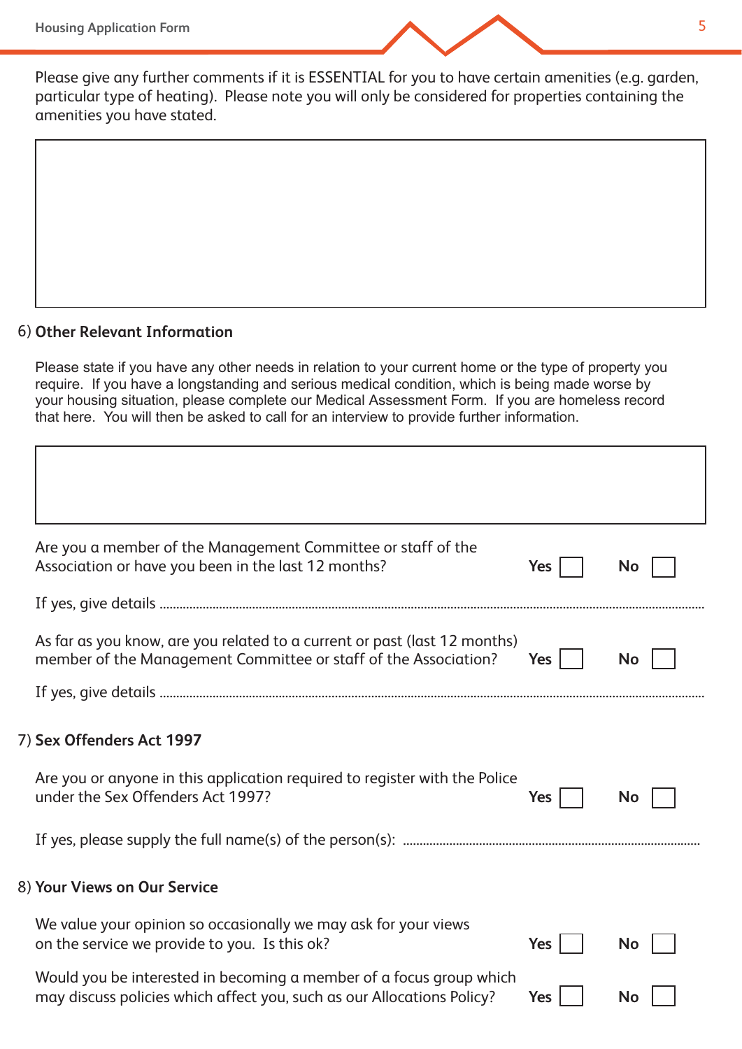Please give any further comments if it is ESSENTIAL for you to have certain amenities (e.g. garden, particular type of heating). Please note you will only be considered for properties containing the amenities you have stated.

6) **Other Relevant Information**

Please state if you have any other needs in relation to your current home or the type of property you require. If you have a longstanding and serious medical condition, which is being made worse by your housing situation, please complete our Medical Assessment Form. If you are homeless record that here. You will then be asked to call for an interview to provide further information.

Are you a member of the Management Committee or staff of the Association or have you been in the last 12 months? **Yes** ☐ **No** ☐

If yes, give details ..............................

As far as you know, are you related to a current or past (last 12 months) member of the Management Committee or staff of the Association? **Yes** ☐ **No** ☐

If yes, give details ..............................

7) **Sex Offenders Act 1997**

Are you or anyone in this application required to register with the Police under the Sex Offenders Act 1997? **Yes** ☐ **No** ☐

If yes, please supply the full name(s) of the person(s): ..............................

8) **Your Views on Our Service**

We value your opinion so occasionally we may ask for your views on the service we provide to you. Is this ok? **Yes** ☐ **No** ☐

Would you be interested in becoming a member of a focus group which may discuss policies which affect you, such as our Allocations Policy? **Yes** ☐ **No** ☐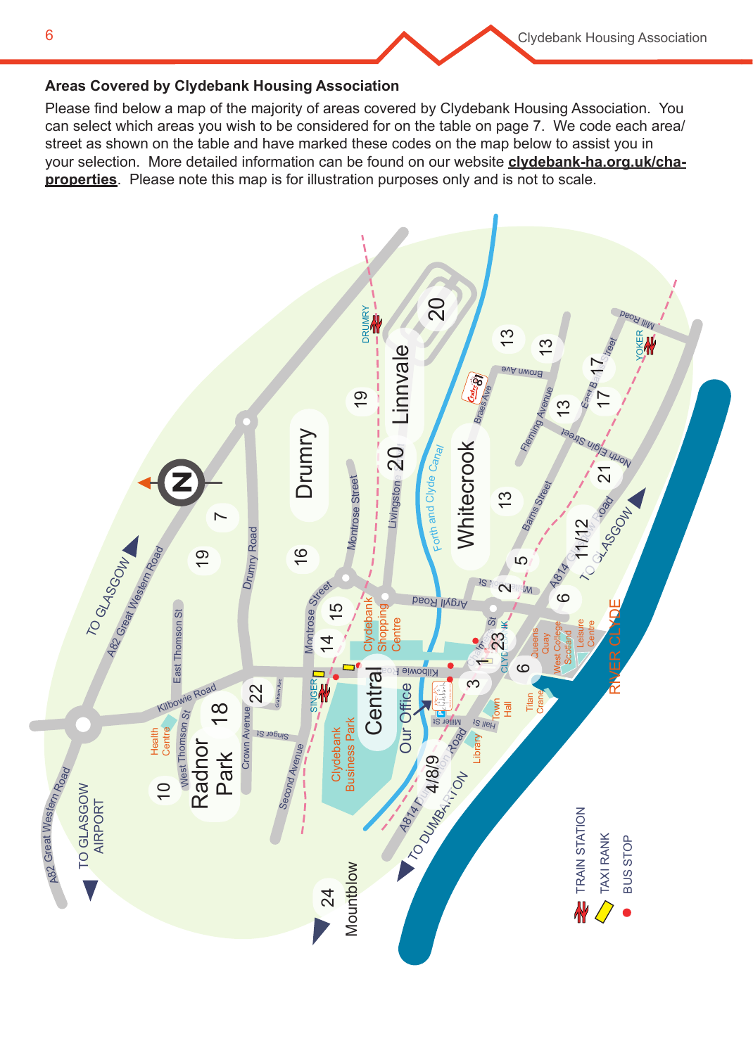## Areas Covered by Clydebank Housing Association

Please find below a map of the majority of areas covered by Clydebank Housing Association. You can select which areas you wish to be considered for on the table on page 7. We code each area/street as shown on the table and have marked these codes on the map below to assist you in your selection. More detailed information can be found on our website **clydebank-ha.org.uk/cha-properties**. Please note this map is for illustration purposes only and is not to scale.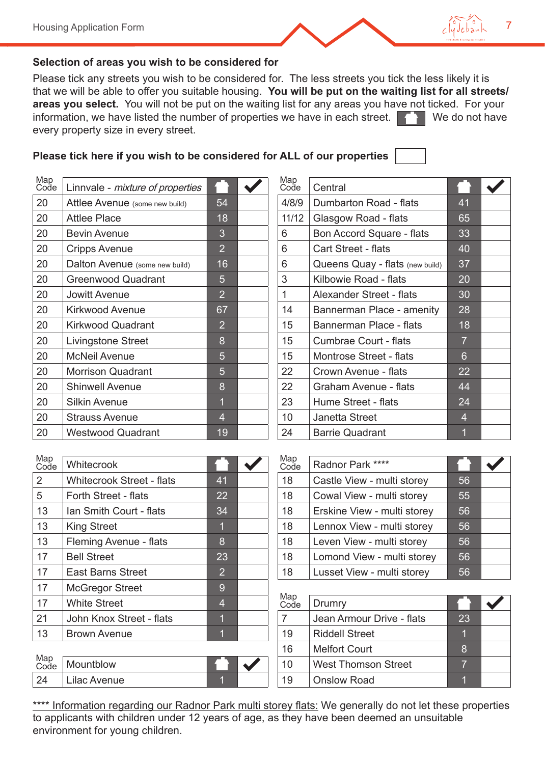## Selection of areas you wish to be considered for

Please tick any streets you wish to be considered for. The less streets you tick the less likely it is that we will be able to offer you suitable housing. **You will be put on the waiting list for all streets/ areas you select.** You will not be put on the waiting list for any areas you have not ticked. For your information, we have listed the number of properties we have in each street. 🏠 We do not have every property size in every street.

**Please tick here if you wish to be considered for ALL of our properties** ☐

| Map Code | Linnvale - *mixture of properties* | 🏠 | ✔ |
|---|---|---|---|
| 20 | Attlee Avenue (some new build) | 54 | |
| 20 | Attlee Place | 18 | |
| 20 | Bevin Avenue | 3 | |
| 20 | Cripps Avenue | 2 | |
| 20 | Dalton Avenue (some new build) | 16 | |
| 20 | Greenwood Quadrant | 5 | |
| 20 | Jowitt Avenue | 2 | |
| 20 | Kirkwood Avenue | 67 | |
| 20 | Kirkwood Quadrant | 2 | |
| 20 | Livingstone Street | 8 | |
| 20 | McNeil Avenue | 5 | |
| 20 | Morrison Quadrant | 5 | |
| 20 | Shinwell Avenue | 8 | |
| 20 | Silkin Avenue | 1 | |
| 20 | Strauss Avenue | 4 | |
| 20 | Westwood Quadrant | 19 | |

| Map Code | Central | 🏠 | ✔ |
|---|---|---|---|
| 4/8/9 | Dumbarton Road - flats | 41 | |
| 11/12 | Glasgow Road - flats | 65 | |
| 6 | Bon Accord Square - flats | 33 | |
| 6 | Cart Street - flats | 40 | |
| 6 | Queens Quay - flats (new build) | 37 | |
| 3 | Kilbowie Road - flats | 20 | |
| 1 | Alexander Street - flats | 30 | |
| 14 | Bannerman Place - amenity | 28 | |
| 15 | Bannerman Place - flats | 18 | |
| 15 | Cumbrae Court - flats | 7 | |
| 15 | Montrose Street - flats | 6 | |
| 22 | Crown Avenue - flats | 22 | |
| 22 | Graham Avenue - flats | 44 | |
| 23 | Hume Street - flats | 24 | |
| 10 | Janetta Street | 4 | |
| 24 | Barrie Quadrant | 1 | |

| Map Code | Whitecrook | 🏠 | ✔ |
|---|---|---|---|
| 2 | Whitecrook Street - flats | 41 | |
| 5 | Forth Street - flats | 22 | |
| 13 | Ian Smith Court - flats | 34 | |
| 13 | King Street | 1 | |
| 13 | Fleming Avenue - flats | 8 | |
| 17 | Bell Street | 23 | |
| 17 | East Barns Street | 2 | |
| 17 | McGregor Street | 9 | |
| 17 | White Street | 4 | |
| 21 | John Knox Street - flats | 1 | |
| 13 | Brown Avenue | 1 | |

| Map Code | Mountblow | 🏠 | ✔ |
|---|---|---|---|
| 24 | Lilac Avenue | 1 | |

| Map Code | Radnor Park **** | 🏠 | ✔ |
|---|---|---|---|
| 18 | Castle View - multi storey | 56 | |
| 18 | Cowal View - multi storey | 55 | |
| 18 | Erskine View - multi storey | 56 | |
| 18 | Lennox View - multi storey | 56 | |
| 18 | Leven View - multi storey | 56 | |
| 18 | Lomond View - multi storey | 56 | |
| 18 | Lusset View - multi storey | 56 | |

| Map Code | Drumry | 🏠 | ✔ |
|---|---|---|---|
| 7 | Jean Armour Drive - flats | 23 | |
| 19 | Riddell Street | 1 | |
| 16 | Melfort Court | 8 | |
| 10 | West Thomson Street | 7 | |
| 19 | Onslow Road | 1 | |

**** Information regarding our Radnor Park multi storey flats: We generally do not let these properties to applicants with children under 12 years of age, as they have been deemed an unsuitable environment for young children.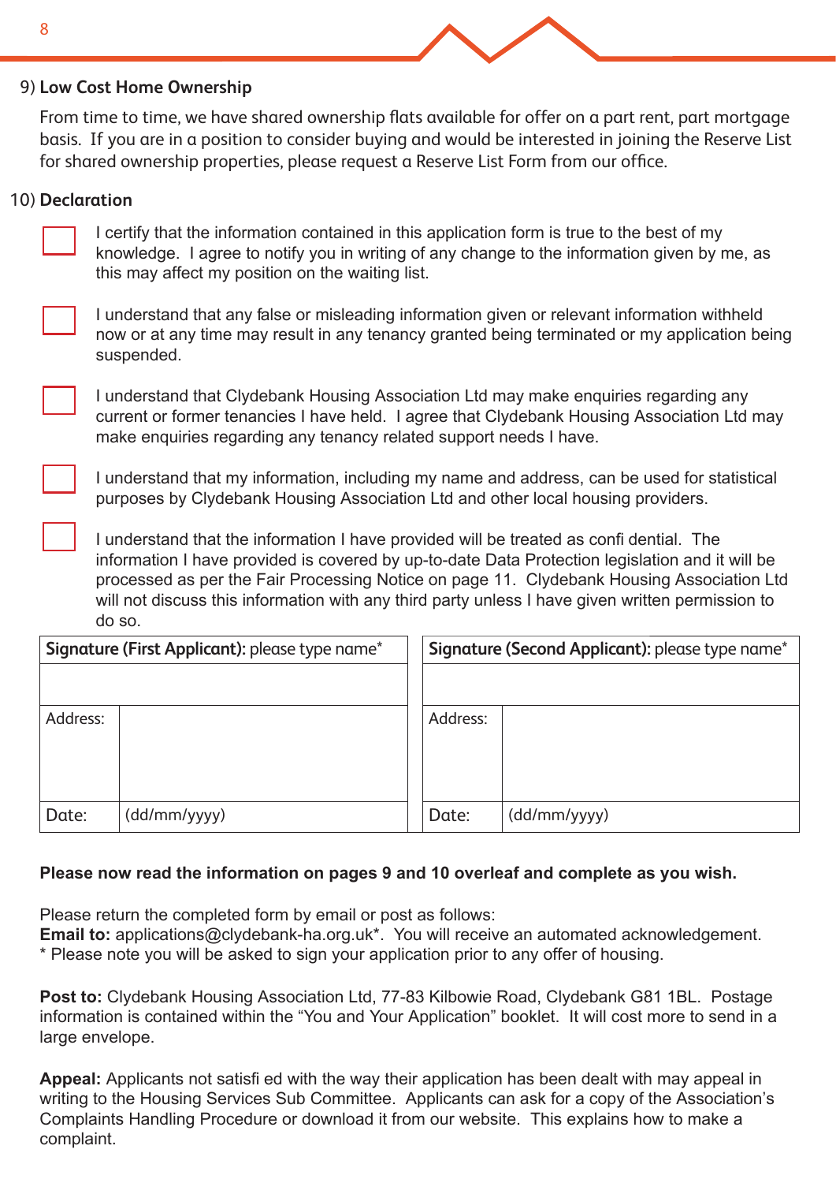## 9) Low Cost Home Ownership

From time to time, we have shared ownership flats available for offer on a part rent, part mortgage basis. If you are in a position to consider buying and would be interested in joining the Reserve List for shared ownership properties, please request a Reserve List Form from our office.

## 10) Declaration

- ☐ I certify that the information contained in this application form is true to the best of my knowledge. I agree to notify you in writing of any change to the information given by me, as this may affect my position on the waiting list.
- ☐ I understand that any false or misleading information given or relevant information withheld now or at any time may result in any tenancy granted being terminated or my application being suspended.
- ☐ I understand that Clydebank Housing Association Ltd may make enquiries regarding any current or former tenancies I have held. I agree that Clydebank Housing Association Ltd may make enquiries regarding any tenancy related support needs I have.
- ☐ I understand that my information, including my name and address, can be used for statistical purposes by Clydebank Housing Association Ltd and other local housing providers.
- ☐ I understand that the information I have provided will be treated as confi dential. The information I have provided is covered by up-to-date Data Protection legislation and it will be processed as per the Fair Processing Notice on page 11. Clydebank Housing Association Ltd will not discuss this information with any third party unless I have given written permission to do so.

| **Signature (First Applicant):** please type name* | | **Signature (Second Applicant):** please type name* | |
|---|---|---|---|
| | | | |
| Address: | | Address: | |
| Date: | (dd/mm/yyyy) | Date: | (dd/mm/yyyy) |

**Please now read the information on pages 9 and 10 overleaf and complete as you wish.**

Please return the completed form by email or post as follows:
**Email to:** applications@clydebank-ha.org.uk*. You will receive an automated acknowledgement.
* Please note you will be asked to sign your application prior to any offer of housing.

**Post to:** Clydebank Housing Association Ltd, 77-83 Kilbowie Road, Clydebank G81 1BL. Postage information is contained within the "You and Your Application" booklet. It will cost more to send in a large envelope.

**Appeal:** Applicants not satisfi ed with the way their application has been dealt with may appeal in writing to the Housing Services Sub Committee. Applicants can ask for a copy of the Association's Complaints Handling Procedure or download it from our website. This explains how to make a complaint.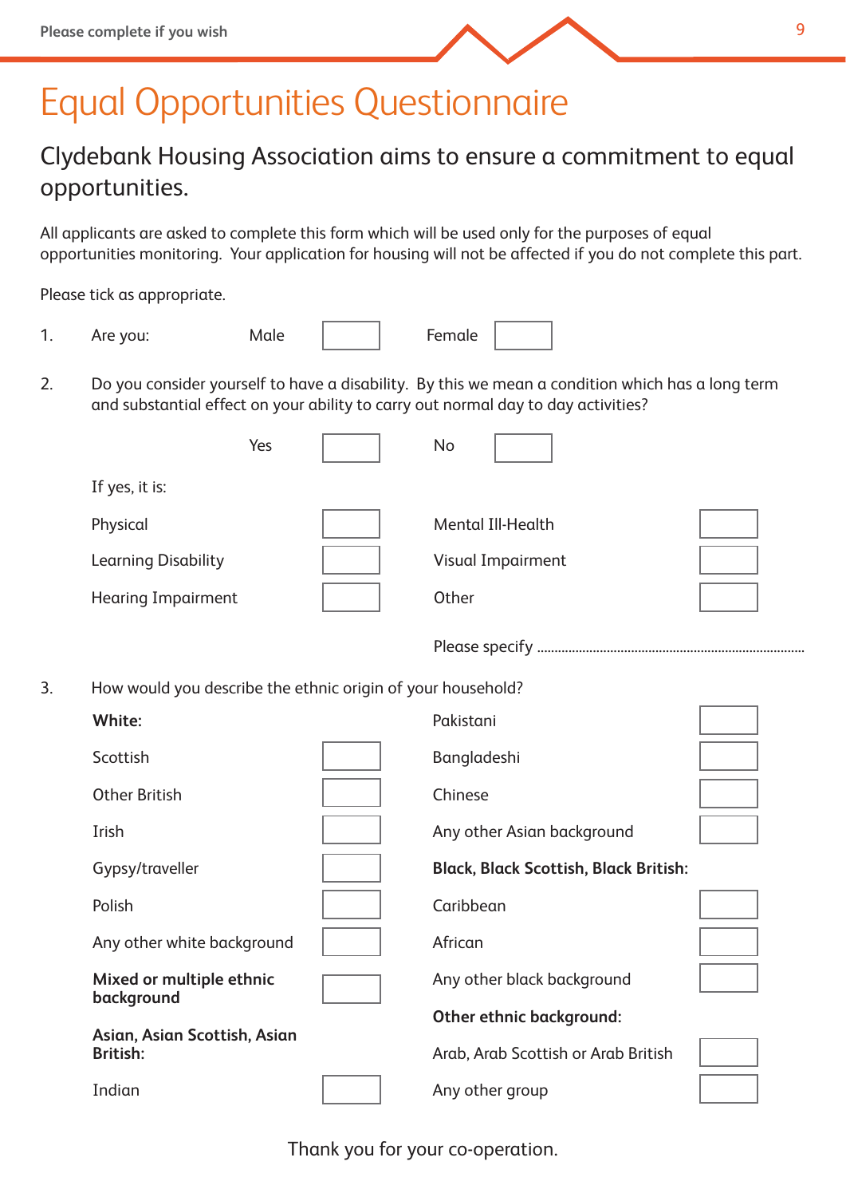Please complete if you wish

# Equal Opportunities Questionnaire

## Clydebank Housing Association aims to ensure a commitment to equal opportunities.

All applicants are asked to complete this form which will be used only for the purposes of equal opportunities monitoring. Your application for housing will not be affected if you do not complete this part.

Please tick as appropriate.

1. Are you: Male ☐ Female ☐

2. Do you consider yourself to have a disability. By this we mean a condition which has a long term and substantial effect on your ability to carry out normal day to day activities?

   Yes ☐ No ☐

   If yes, it is:

| | | | |
|---|---|---|---|
| Physical | ☐ | Mental Ill-Health | ☐ |
| Learning Disability | ☐ | Visual Impairment | ☐ |
| Hearing Impairment | ☐ | Other | ☐ |

   Please specify ..........................................................................

3. How would you describe the ethnic origin of your household?

| | | | |
|---|---|---|---|
| **White:** | | Pakistani | ☐ |
| Scottish | ☐ | Bangladeshi | ☐ |
| Other British | ☐ | Chinese | ☐ |
| Irish | ☐ | Any other Asian background | ☐ |
| Gypsy/traveller | ☐ | **Black, Black Scottish, Black British:** | |
| Polish | ☐ | Caribbean | ☐ |
| Any other white background | ☐ | African | ☐ |
| **Mixed or multiple ethnic background** | ☐ | Any other black background | ☐ |
| | | **Other ethnic background:** | |
| **Asian, Asian Scottish, Asian British:** | | Arab, Arab Scottish or Arab British | ☐ |
| Indian | ☐ | Any other group | ☐ |

Thank you for your co-operation.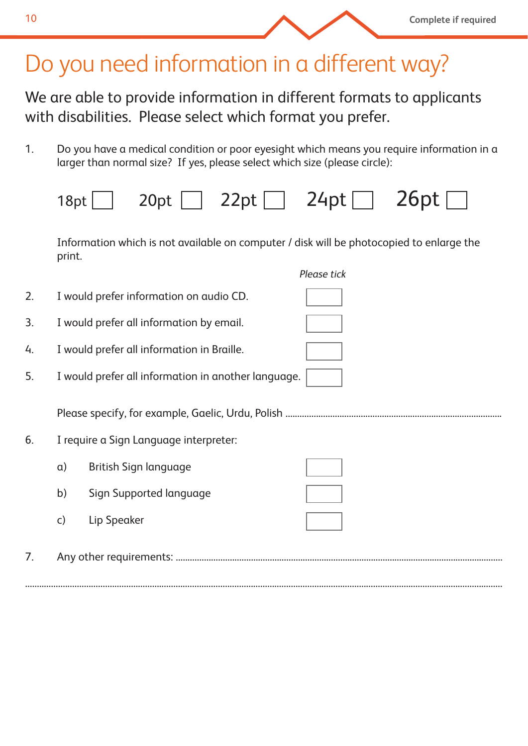Complete if required

# Do you need information in a different way?

We are able to provide information in different formats to applicants with disabilities. Please select which format you prefer.

1. Do you have a medical condition or poor eyesight which means you require information in a larger than normal size? If yes, please select which size (please circle):

   18pt ☐ 20pt ☐ 22pt ☐ 24pt ☐ 26pt ☐

   Information which is not available on computer / disk will be photocopied to enlarge the print.

|  | *Please tick* |
|---|---|
| 2. I would prefer information on audio CD. | ☐ |
| 3. I would prefer all information by email. | ☐ |
| 4. I would prefer all information in Braille. | ☐ |
| 5. I would prefer all information in another language. | ☐ |

   Please specify, for example, Gaelic, Urdu, Polish ..........................................................................................

6. I require a Sign Language interpreter:

| | |
|---|---|
| a) British Sign language | ☐ |
| b) Sign Supported language | ☐ |
| c) Lip Speaker | ☐ |

7. Any other requirements: ..........................................................................................................................

..........................................................................................................................................................................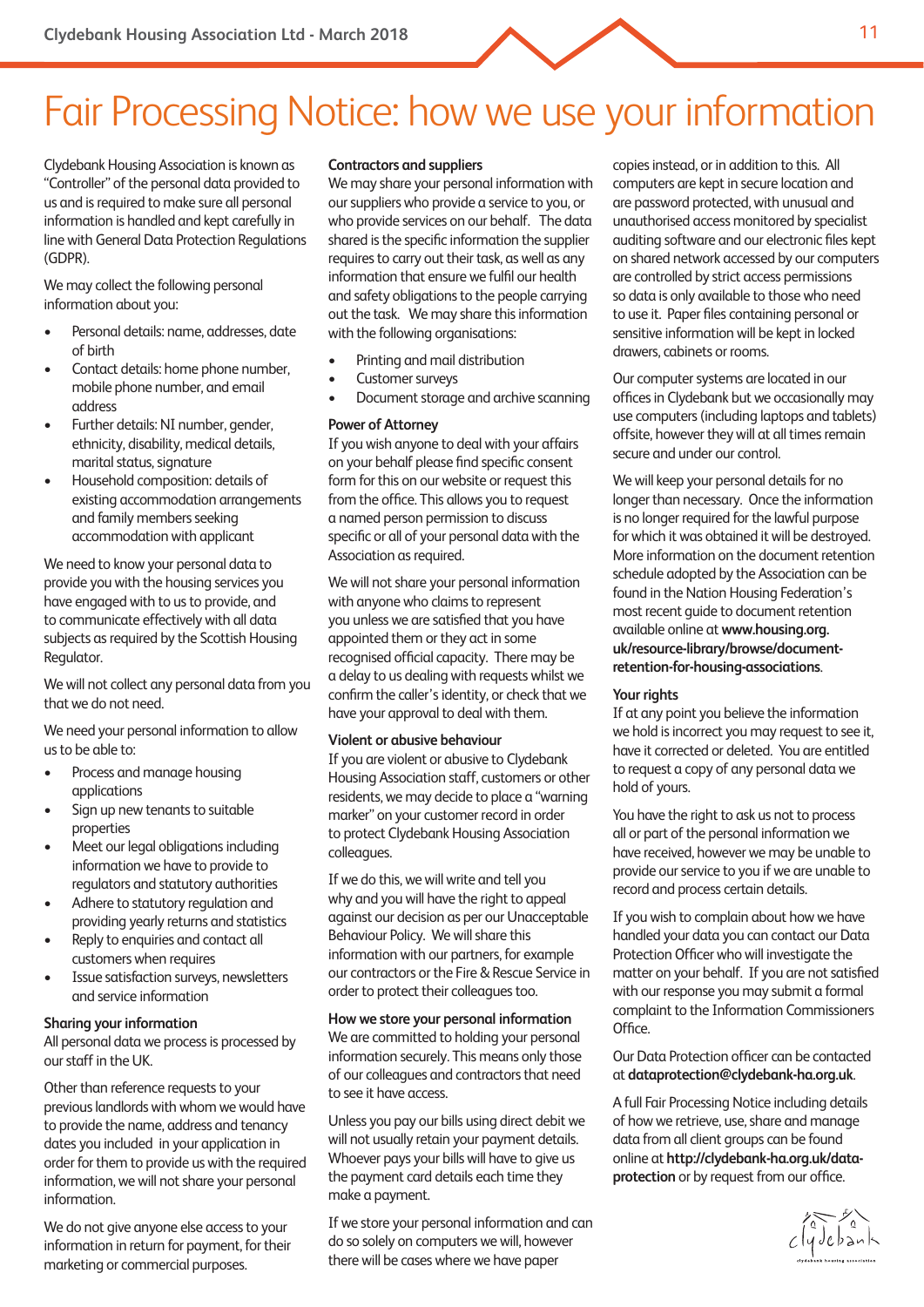# Fair Processing Notice: how we use your information

Clydebank Housing Association is known as "Controller" of the personal data provided to us and is required to make sure all personal information is handled and kept carefully in line with General Data Protection Regulations (GDPR).

We may collect the following personal information about you:

- Personal details: name, addresses, date of birth
- Contact details: home phone number, mobile phone number, and email address
- Further details: NI number, gender, ethnicity, disability, medical details, marital status, signature
- Household composition: details of existing accommodation arrangements and family members seeking accommodation with applicant

We need to know your personal data to provide you with the housing services you have engaged with to us to provide, and to communicate effectively with all data subjects as required by the Scottish Housing Regulator.

We will not collect any personal data from you that we do not need.

We need your personal information to allow us to be able to:

- Process and manage housing applications
- Sign up new tenants to suitable properties
- Meet our legal obligations including information we have to provide to regulators and statutory authorities
- Adhere to statutory regulation and providing yearly returns and statistics
- Reply to enquiries and contact all customers when requires
- Issue satisfaction surveys, newsletters and service information

### Sharing your information

All personal data we process is processed by our staff in the UK.

Other than reference requests to your previous landlords with whom we would have to provide the name, address and tenancy dates you included in your application in order for them to provide us with the required information, we will not share your personal information.

We do not give anyone else access to your information in return for payment, for their marketing or commercial purposes.

### Contractors and suppliers

We may share your personal information with our suppliers who provide a service to you, or who provide services on our behalf. The data shared is the specific information the supplier requires to carry out their task, as well as any information that ensure we fulfil our health and safety obligations to the people carrying out the task. We may share this information with the following organisations:

- Printing and mail distribution
- Customer surveys
- Document storage and archive scanning

### Power of Attorney

If you wish anyone to deal with your affairs on your behalf please find specific consent form for this on our website or request this from the office. This allows you to request a named person permission to discuss specific or all of your personal data with the Association as required.

We will not share your personal information with anyone who claims to represent you unless we are satisfied that you have appointed them or they act in some recognised official capacity. There may be a delay to us dealing with requests whilst we confirm the caller's identity, or check that we have your approval to deal with them.

### Violent or abusive behaviour

If you are violent or abusive to Clydebank Housing Association staff, customers or other residents, we may decide to place a "warning marker" on your customer record in order to protect Clydebank Housing Association colleagues.

If we do this, we will write and tell you why and you will have the right to appeal against our decision as per our Unacceptable Behaviour Policy. We will share this information with our partners, for example our contractors or the Fire & Rescue Service in order to protect their colleagues too.

### How we store your personal information

We are committed to holding your personal information securely. This means only those of our colleagues and contractors that need to see it have access.

Unless you pay our bills using direct debit we will not usually retain your payment details. Whoever pays your bills will have to give us the payment card details each time they make a payment.

If we store your personal information and can do so solely on computers we will, however there will be cases where we have paper copies instead, or in addition to this. All computers are kept in secure location and are password protected, with unusual and unauthorised access monitored by specialist auditing software and our electronic files kept on shared network accessed by our computers are controlled by strict access permissions so data is only available to those who need to use it. Paper files containing personal or sensitive information will be kept in locked drawers, cabinets or rooms.

Our computer systems are located in our offices in Clydebank but we occasionally may use computers (including laptops and tablets) offsite, however they will at all times remain secure and under our control.

We will keep your personal details for no longer than necessary. Once the information is no longer required for the lawful purpose for which it was obtained it will be destroyed. More information on the document retention schedule adopted by the Association can be found in the Nation Housing Federation's most recent guide to document retention available online at **www.housing.org.uk/resource-library/browse/document-retention-for-housing-associations**.

### Your rights

If at any point you believe the information we hold is incorrect you may request to see it, have it corrected or deleted. You are entitled to request a copy of any personal data we hold of yours.

You have the right to ask us not to process all or part of the personal information we have received, however we may be unable to provide our service to you if we are unable to record and process certain details.

If you wish to complain about how we have handled your data you can contact our Data Protection Officer who will investigate the matter on your behalf. If you are not satisfied with our response you may submit a formal complaint to the Information Commissioners Office.

Our Data Protection officer can be contacted at **dataprotection@clydebank-ha.org.uk**.

A full Fair Processing Notice including details of how we retrieve, use, share and manage data from all client groups can be found online at **http://clydebank-ha.org.uk/data-protection** or by request from our office.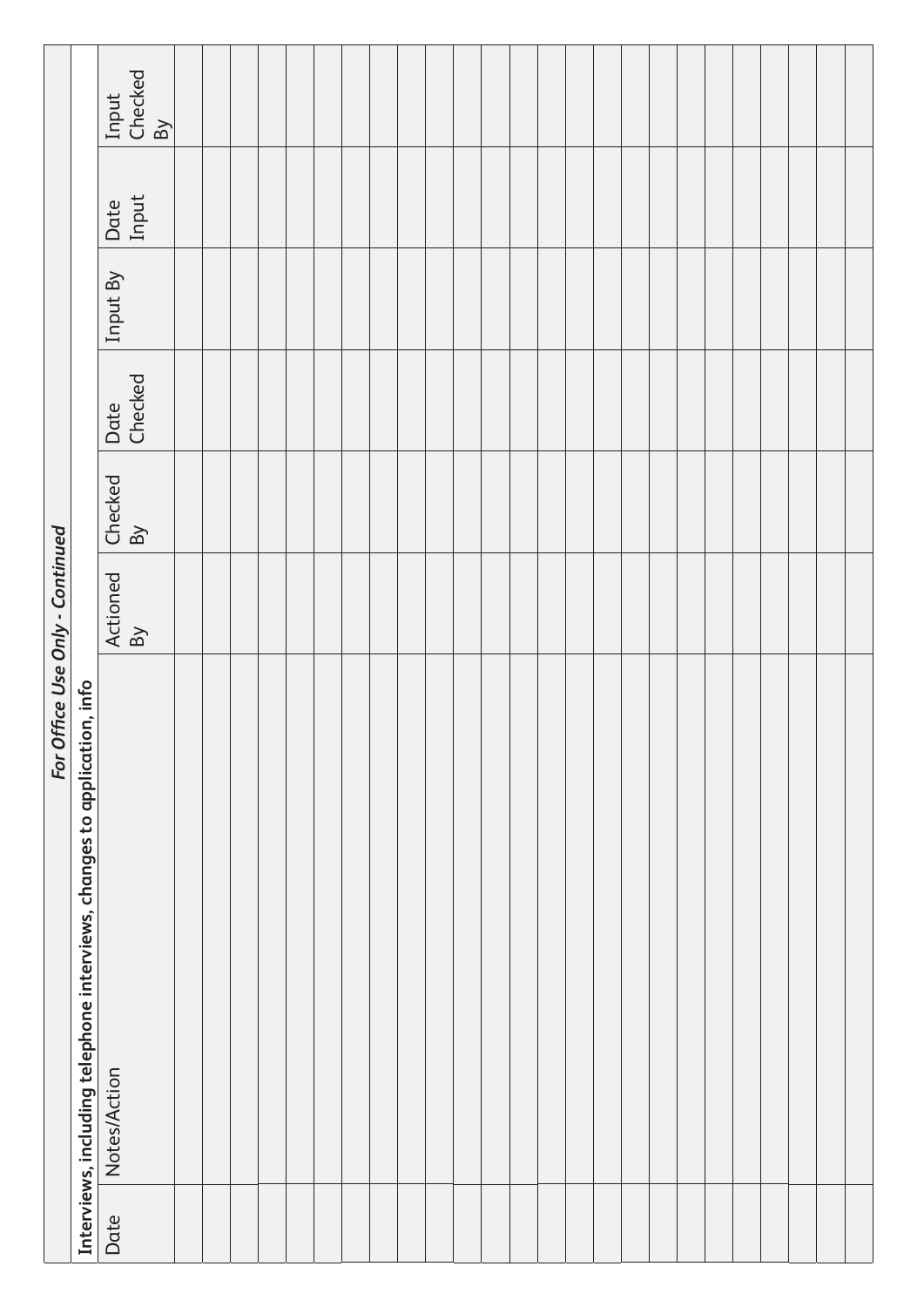*For Office Use Only - Continued*

**Interviews, including telephone interviews, changes to application, info**

| Date | Notes/Action | Actioned By | Checked By | Date Checked | Input By | Date Input | Input Checked By |
|---|---|---|---|---|---|---|---|
| | | | | | | | |
| | | | | | | | |
| | | | | | | | |
| | | | | | | | |
| | | | | | | | |
| | | | | | | | |
| | | | | | | | |
| | | | | | | | |
| | | | | | | | |
| | | | | | | | |
| | | | | | | | |
| | | | | | | | |
| | | | | | | | |
| | | | | | | | |
| | | | | | | | |
| | | | | | | | |
| | | | | | | | |
| | | | | | | | |
| | | | | | | | |
| | | | | | | | |
| | | | | | | | |
| | | | | | | | |
| | | | | | | | |
| | | | | | | | |
| | | | | | | | |